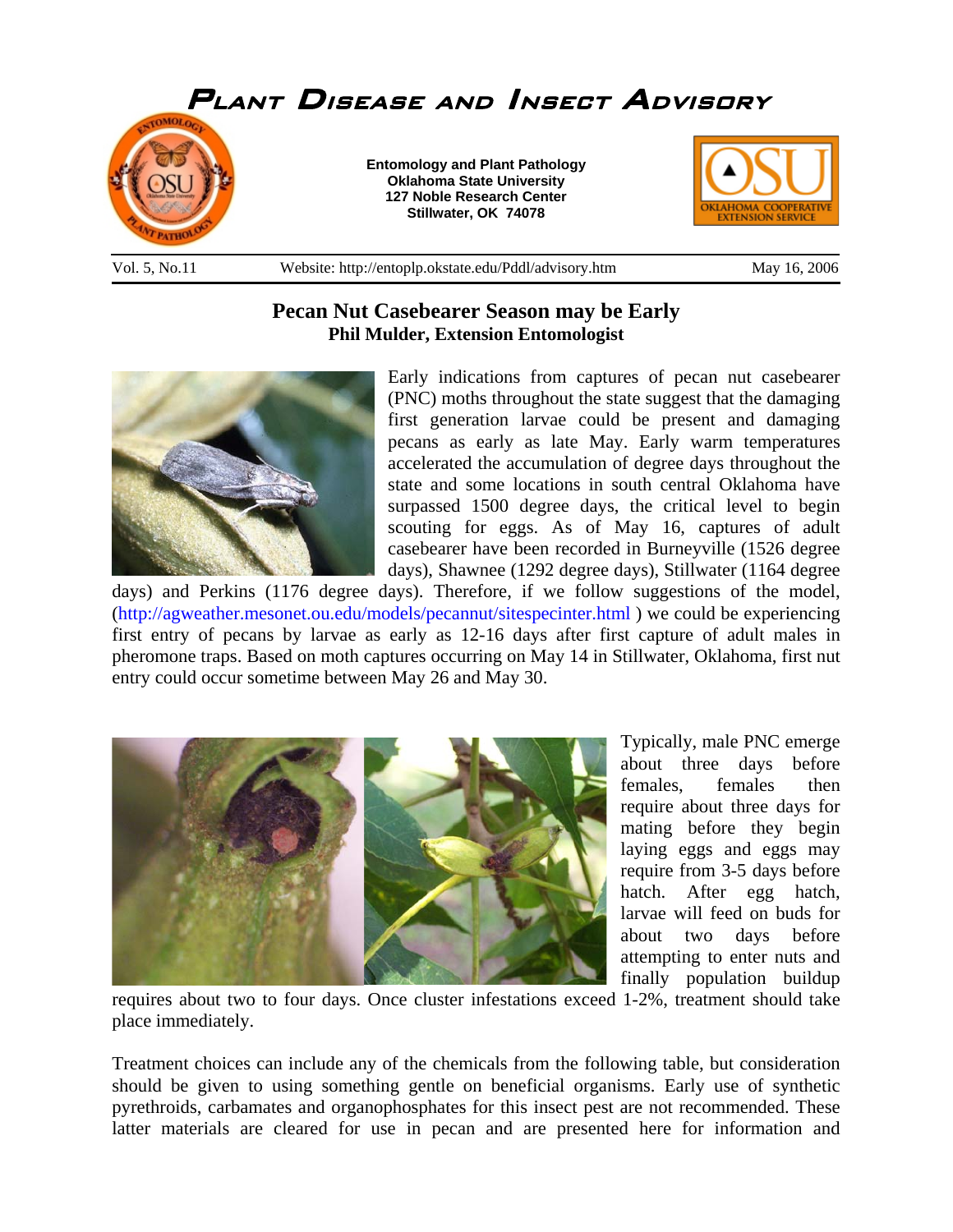# Plant Disease and Insect Advisory

**Entomology and Plant Pathology**
**Oklahoma State University**
**127 Noble Research Center**
**Stillwater, OK 74078**

Vol. 5, No.11 | Website: http://entoplp.okstate.edu/Pddl/advisory.htm | May 16, 2006

## Pecan Nut Casebearer Season may be Early

**Phil Mulder, Extension Entomologist**

Early indications from captures of pecan nut casebearer (PNC) moths throughout the state suggest that the damaging first generation larvae could be present and damaging pecans as early as late May. Early warm temperatures accelerated the accumulation of degree days throughout the state and some locations in south central Oklahoma have surpassed 1500 degree days, the critical level to begin scouting for eggs. As of May 16, captures of adult casebearer have been recorded in Burneyville (1526 degree days), Shawnee (1292 degree days), Stillwater (1164 degree days) and Perkins (1176 degree days). Therefore, if we follow suggestions of the model, (http://agweather.mesonet.ou.edu/models/pecannut/sitespecinter.html ) we could be experiencing first entry of pecans by larvae as early as 12-16 days after first capture of adult males in pheromone traps. Based on moth captures occurring on May 14 in Stillwater, Oklahoma, first nut entry could occur sometime between May 26 and May 30.

Typically, male PNC emerge about three days before females, females then require about three days for mating before they begin laying eggs and eggs may require from 3-5 days before hatch. After egg hatch, larvae will feed on buds for about two days before attempting to enter nuts and finally population buildup requires about two to four days. Once cluster infestations exceed 1-2%, treatment should take place immediately.

Treatment choices can include any of the chemicals from the following table, but consideration should be given to using something gentle on beneficial organisms. Early use of synthetic pyrethroids, carbamates and organophosphates for this insect pest are not recommended. These latter materials are cleared for use in pecan and are presented here for information and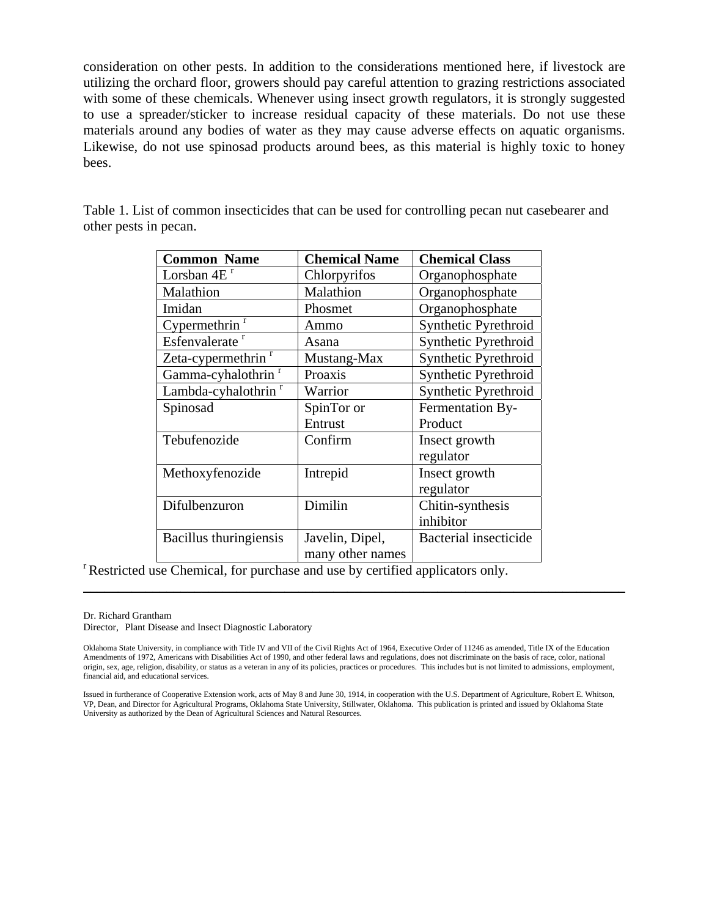consideration on other pests. In addition to the considerations mentioned here, if livestock are utilizing the orchard floor, growers should pay careful attention to grazing restrictions associated with some of these chemicals. Whenever using insect growth regulators, it is strongly suggested to use a spreader/sticker to increase residual capacity of these materials. Do not use these materials around any bodies of water as they may cause adverse effects on aquatic organisms. Likewise, do not use spinosad products around bees, as this material is highly toxic to honey bees.

Table 1. List of common insecticides that can be used for controlling pecan nut casebearer and other pests in pecan.

| Common Name | Chemical Name | Chemical Class |
|---|---|---|
| Lorsban 4E [r] | Chlorpyrifos | Organophosphate |
| Malathion | Malathion | Organophosphate |
| Imidan | Phosmet | Organophosphate |
| Cypermethrin [r] | Ammo | Synthetic Pyrethroid |
| Esfenvalerate [r] | Asana | Synthetic Pyrethroid |
| Zeta-cypermethrin [r] | Mustang-Max | Synthetic Pyrethroid |
| Gamma-cyhalothrin [r] | Proaxis | Synthetic Pyrethroid |
| Lambda-cyhalothrin [r] | Warrior | Synthetic Pyrethroid |
| Spinosad | SpinTor or Entrust | Fermentation By-Product |
| Tebufenozide | Confirm | Insect growth regulator |
| Methoxyfenozide | Intrepid | Insect growth regulator |
| Difulbenzuron | Dimilin | Chitin-synthesis inhibitor |
| Bacillus thuringiensis | Javelin, Dipel, many other names | Bacterial insecticide |

[r] Restricted use Chemical, for purchase and use by certified applicators only.

---

Dr. Richard Grantham
Director, Plant Disease and Insect Diagnostic Laboratory

Oklahoma State University, in compliance with Title IV and VII of the Civil Rights Act of 1964, Executive Order of 11246 as amended, Title IX of the Education Amendments of 1972, Americans with Disabilities Act of 1990, and other federal laws and regulations, does not discriminate on the basis of race, color, national origin, sex, age, religion, disability, or status as a veteran in any of its policies, practices or procedures. This includes but is not limited to admissions, employment, financial aid, and educational services.

Issued in furtherance of Cooperative Extension work, acts of May 8 and June 30, 1914, in cooperation with the U.S. Department of Agriculture, Robert E. Whitson, VP, Dean, and Director for Agricultural Programs, Oklahoma State University, Stillwater, Oklahoma. This publication is printed and issued by Oklahoma State University as authorized by the Dean of Agricultural Sciences and Natural Resources.